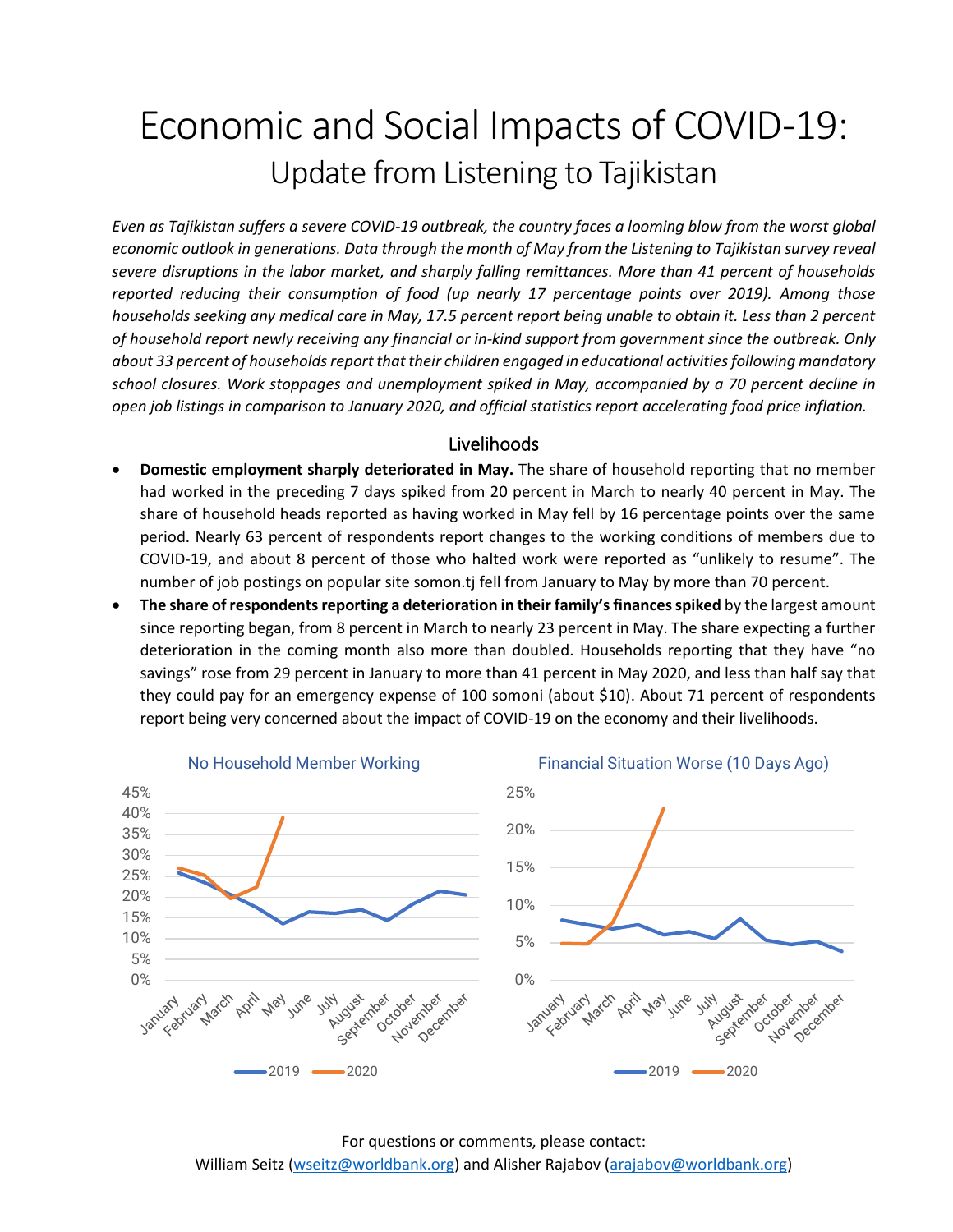# Economic and Social Impacts of COVID-19:

## Update from Listening to Tajikistan

*Even as Tajikistan suffers a severe COVID-19 outbreak, the country faces a looming blow from the worst global economic outlook in generations. Data through the month of May from the Listening to Tajikistan survey reveal severe disruptions in the labor market, and sharply falling remittances. More than 41 percent of households reported reducing their consumption of food (up nearly 17 percentage points over 2019). Among those households seeking any medical care in May, 17.5 percent report being unable to obtain it. Less than 2 percent of household report newly receiving any financial or in-kind support from government since the outbreak. Only about 33 percent of households report that their children engaged in educational activities following mandatory school closures. Work stoppages and unemployment spiked in May, accompanied by a 70 percent decline in open job listings in comparison to January 2020, and official statistics report accelerating food price inflation.*

### Livelihoods

- **Domestic employment sharply deteriorated in May.** The share of household reporting that no member had worked in the preceding 7 days spiked from 20 percent in March to nearly 40 percent in May. The share of household heads reported as having worked in May fell by 16 percentage points over the same period. Nearly 63 percent of respondents report changes to the working conditions of members due to COVID-19, and about 8 percent of those who halted work were reported as "unlikely to resume". The number of job postings on popular site somon.tj fell from January to May by more than 70 percent.
- **The share of respondents reporting a deterioration in their family's finances spiked** by the largest amount since reporting began, from 8 percent in March to nearly 23 percent in May. The share expecting a further deterioration in the coming month also more than doubled. Households reporting that they have "no savings" rose from 29 percent in January to more than 41 percent in May 2020, and less than half say that they could pay for an emergency expense of 100 somoni (about $10). About 71 percent of respondents report being very concerned about the impact of COVID-19 on the economy and their livelihoods.

No Household Member Working

Financial Situation Worse (10 Days Ago)

For questions or comments, please contact:
William Seitz (wseitz@worldbank.org) and Alisher Rajabov (arajabov@worldbank.org)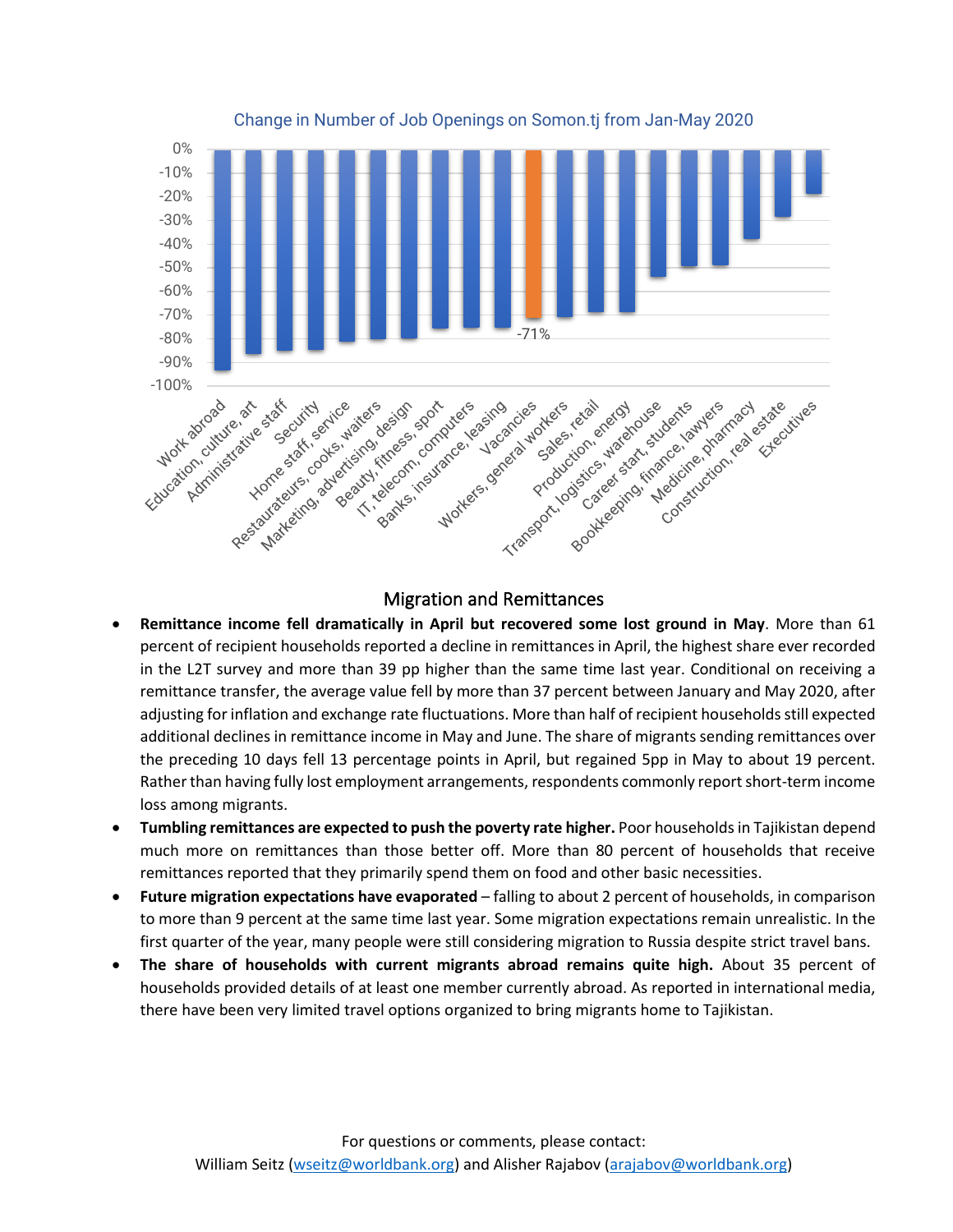Change in Number of Job Openings on Somon.tj from Jan-May 2020

| Category | Change |
|---|---|
| Work abroad | ~-93% |
| Education, culture, art | ~-86% |
| Administrative staff | ~-85% |
| Security | ~-85% |
| Home staff, service | ~-81% |
| Restaurateurs, cooks, waiters | ~-80% |
| Marketing, advertising, design | ~-80% |
| Beauty, fitness, sport | ~-75% |
| IT, telecom, computers | ~-75% |
| Banks, insurance, leasing | ~-75% |
| Vacancies | -71% |
| Workers, general workers | ~-71% |
| Sales, retail | ~-69% |
| Production, energy | ~-69% |
| Transport, logistics, warehouse | ~-54% |
| Career start, students | ~-49% |
| Bookkeeping, finance, lawyers | ~-49% |
| Medicine, pharmacy | ~-38% |
| Construction, real estate | ~-28% |
| Executives | ~-19% |

## Migration and Remittances

- **Remittance income fell dramatically in April but recovered some lost ground in May**. More than 61 percent of recipient households reported a decline in remittances in April, the highest share ever recorded in the L2T survey and more than 39 pp higher than the same time last year. Conditional on receiving a remittance transfer, the average value fell by more than 37 percent between January and May 2020, after adjusting for inflation and exchange rate fluctuations. More than half of recipient households still expected additional declines in remittance income in May and June. The share of migrants sending remittances over the preceding 10 days fell 13 percentage points in April, but regained 5pp in May to about 19 percent. Rather than having fully lost employment arrangements, respondents commonly report short-term income loss among migrants.
- **Tumbling remittances are expected to push the poverty rate higher.** Poor households in Tajikistan depend much more on remittances than those better off. More than 80 percent of households that receive remittances reported that they primarily spend them on food and other basic necessities.
- **Future migration expectations have evaporated** – falling to about 2 percent of households, in comparison to more than 9 percent at the same time last year. Some migration expectations remain unrealistic. In the first quarter of the year, many people were still considering migration to Russia despite strict travel bans.
- **The share of households with current migrants abroad remains quite high.** About 35 percent of households provided details of at least one member currently abroad. As reported in international media, there have been very limited travel options organized to bring migrants home to Tajikistan.

For questions or comments, please contact:
William Seitz (wseitz@worldbank.org) and Alisher Rajabov (arajabov@worldbank.org)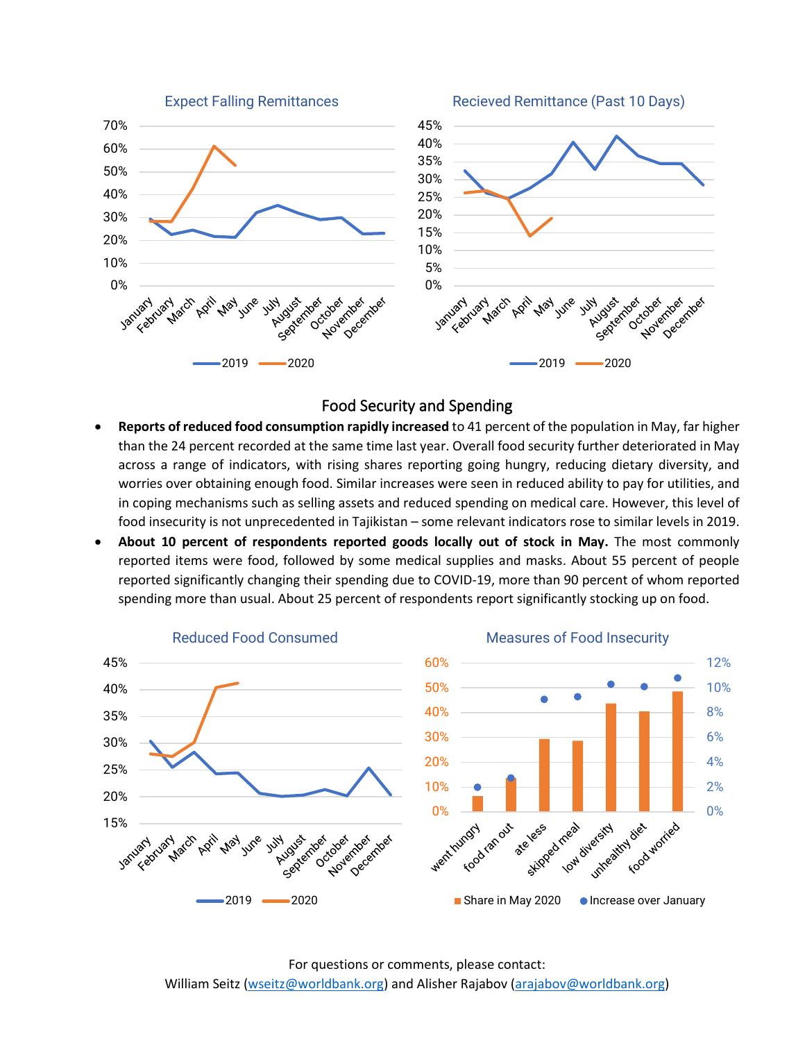Expect Falling Remittances

Recieved Remittance (Past 10 Days)

## Food Security and Spending

- **Reports of reduced food consumption rapidly increased** to 41 percent of the population in May, far higher than the 24 percent recorded at the same time last year. Overall food security further deteriorated in May across a range of indicators, with rising shares reporting going hungry, reducing dietary diversity, and worries over obtaining enough food. Similar increases were seen in reduced ability to pay for utilities, and in coping mechanisms such as selling assets and reduced spending on medical care. However, this level of food insecurity is not unprecedented in Tajikistan – some relevant indicators rose to similar levels in 2019.
- **About 10 percent of respondents reported goods locally out of stock in May.** The most commonly reported items were food, followed by some medical supplies and masks. About 55 percent of people reported significantly changing their spending due to COVID-19, more than 90 percent of whom reported spending more than usual. About 25 percent of respondents report significantly stocking up on food.

Reduced Food Consumed

Measures of Food Insecurity

For questions or comments, please contact:
William Seitz (wseitz@worldbank.org) and Alisher Rajabov (arajabov@worldbank.org)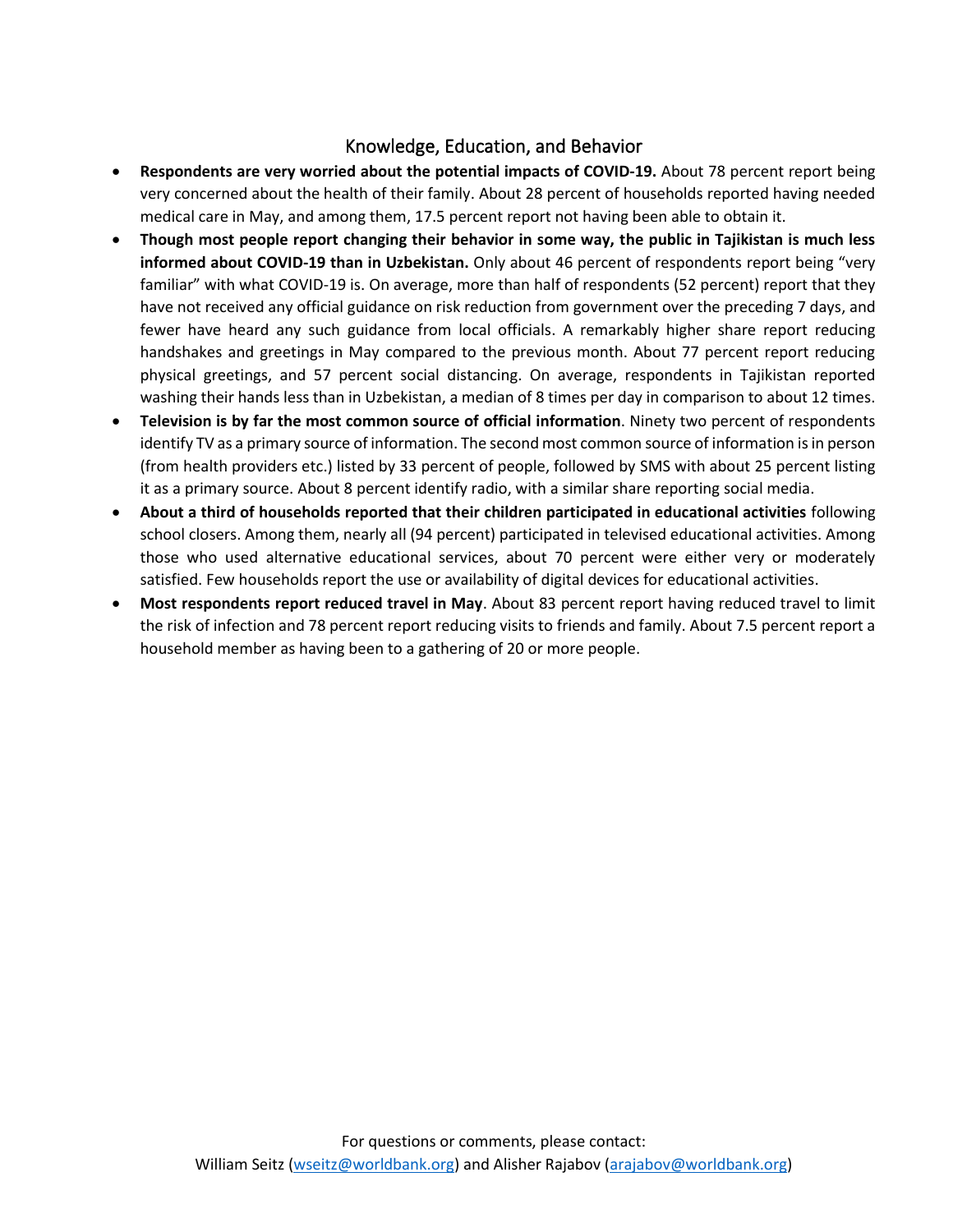## Knowledge, Education, and Behavior

- **Respondents are very worried about the potential impacts of COVID-19.** About 78 percent report being very concerned about the health of their family. About 28 percent of households reported having needed medical care in May, and among them, 17.5 percent report not having been able to obtain it.
- **Though most people report changing their behavior in some way, the public in Tajikistan is much less informed about COVID-19 than in Uzbekistan.** Only about 46 percent of respondents report being "very familiar" with what COVID-19 is. On average, more than half of respondents (52 percent) report that they have not received any official guidance on risk reduction from government over the preceding 7 days, and fewer have heard any such guidance from local officials. A remarkably higher share report reducing handshakes and greetings in May compared to the previous month. About 77 percent report reducing physical greetings, and 57 percent social distancing. On average, respondents in Tajikistan reported washing their hands less than in Uzbekistan, a median of 8 times per day in comparison to about 12 times.
- **Television is by far the most common source of official information**. Ninety two percent of respondents identify TV as a primary source of information. The second most common source of information is in person (from health providers etc.) listed by 33 percent of people, followed by SMS with about 25 percent listing it as a primary source. About 8 percent identify radio, with a similar share reporting social media.
- **About a third of households reported that their children participated in educational activities** following school closers. Among them, nearly all (94 percent) participated in televised educational activities. Among those who used alternative educational services, about 70 percent were either very or moderately satisfied. Few households report the use or availability of digital devices for educational activities.
- **Most respondents report reduced travel in May**. About 83 percent report having reduced travel to limit the risk of infection and 78 percent report reducing visits to friends and family. About 7.5 percent report a household member as having been to a gathering of 20 or more people.

For questions or comments, please contact:
William Seitz (wseitz@worldbank.org) and Alisher Rajabov (arajabov@worldbank.org)